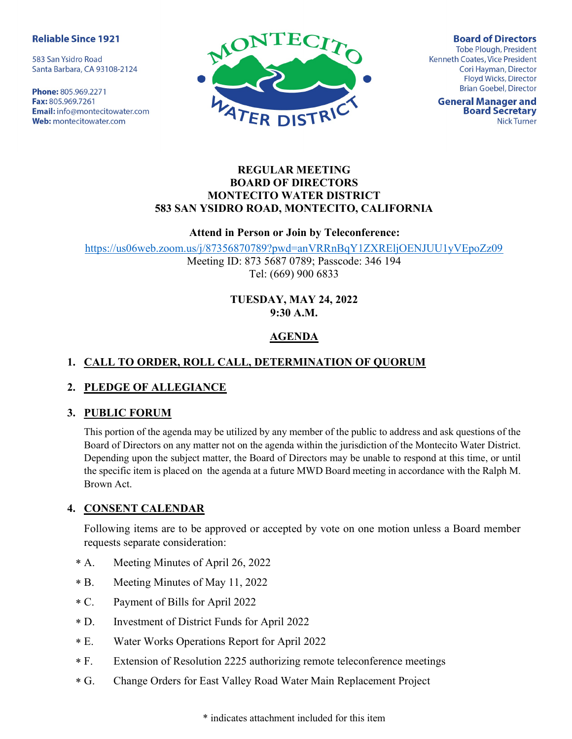**Reliable Since 1921**

583 San Ysidro Road
Santa Barbara, CA 93108-2124

**Phone:** 805.969.2271
**Fax:** 805.969.7261
**Email:** info@montecitowater.com
**Web:** montecitowater.com

MONTECITO WATER DISTRICT

**Board of Directors**
Tobe Plough, President
Kenneth Coates, Vice President
Cori Hayman, Director
Floyd Wicks, Director
Brian Goebel, Director

**General Manager and Board Secretary**
Nick Turner

**REGULAR MEETING**
**BOARD OF DIRECTORS**
**MONTECITO WATER DISTRICT**
**583 SAN YSIDRO ROAD, MONTECITO, CALIFORNIA**

**Attend in Person or Join by Teleconference:**

https://us06web.zoom.us/j/87356870789?pwd=anVRRnBqY1ZXRElјOENJUU1yVEpoZz09
Meeting ID: 873 5687 0789; Passcode: 346 194
Tel: (669) 900 6833

**TUESDAY, MAY 24, 2022**
**9:30 A.M.**

**AGENDA**

## 1. CALL TO ORDER, ROLL CALL, DETERMINATION OF QUORUM

## 2. PLEDGE OF ALLEGIANCE

## 3. PUBLIC FORUM

This portion of the agenda may be utilized by any member of the public to address and ask questions of the Board of Directors on any matter not on the agenda within the jurisdiction of the Montecito Water District. Depending upon the subject matter, the Board of Directors may be unable to respond at this time, or until the specific item is placed on the agenda at a future MWD Board meeting in accordance with the Ralph M. Brown Act.

## 4. CONSENT CALENDAR

Following items are to be approved or accepted by vote on one motion unless a Board member requests separate consideration:

* A. Meeting Minutes of April 26, 2022
* B. Meeting Minutes of May 11, 2022
* C. Payment of Bills for April 2022
* D. Investment of District Funds for April 2022
* E. Water Works Operations Report for April 2022
* F. Extension of Resolution 2225 authorizing remote teleconference meetings
* G. Change Orders for East Valley Road Water Main Replacement Project

\* indicates attachment included for this item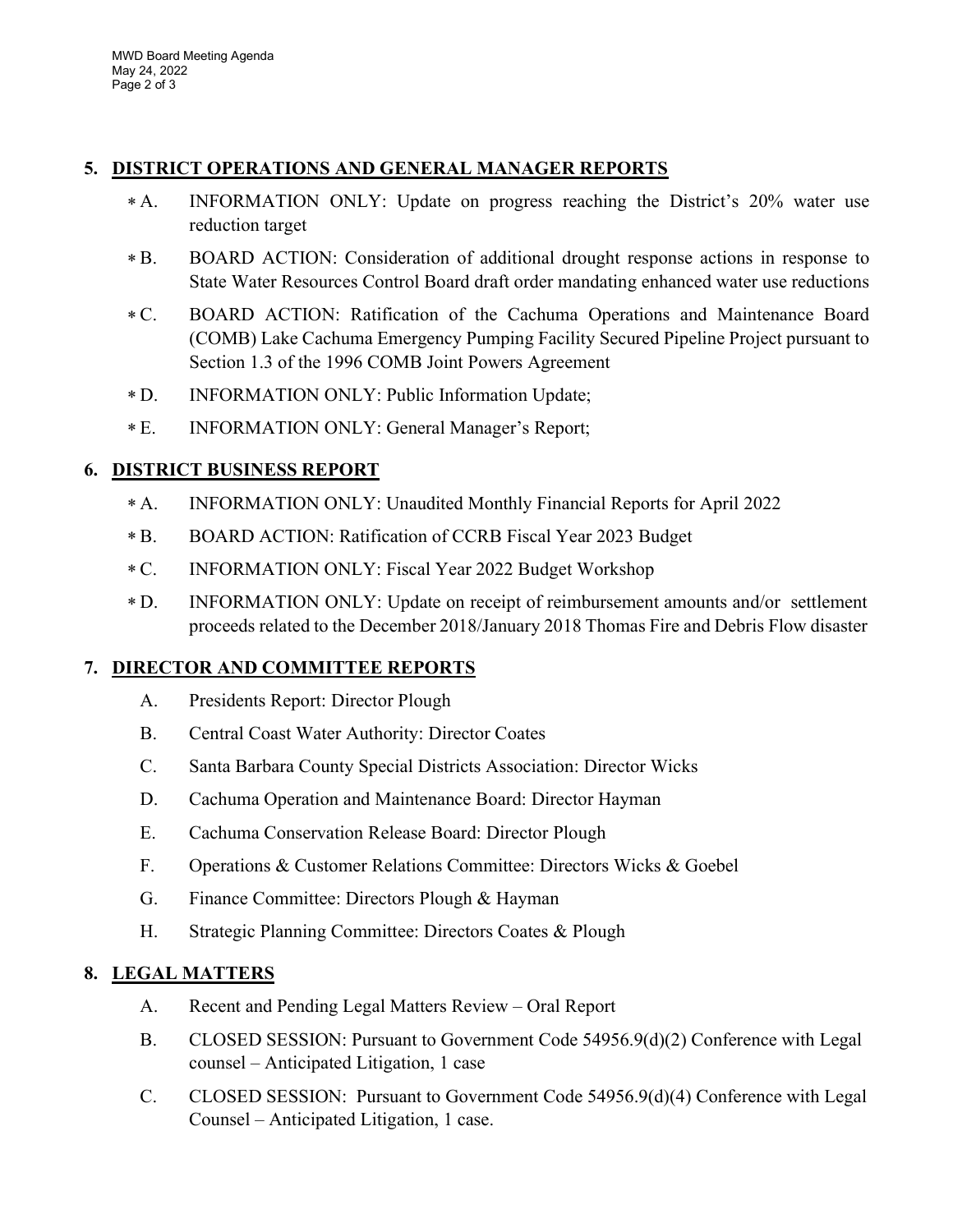## 5. DISTRICT OPERATIONS AND GENERAL MANAGER REPORTS

- ∗ A. INFORMATION ONLY: Update on progress reaching the District's 20% water use reduction target
- ∗ B. BOARD ACTION: Consideration of additional drought response actions in response to State Water Resources Control Board draft order mandating enhanced water use reductions
- ∗ C. BOARD ACTION: Ratification of the Cachuma Operations and Maintenance Board (COMB) Lake Cachuma Emergency Pumping Facility Secured Pipeline Project pursuant to Section 1.3 of the 1996 COMB Joint Powers Agreement
- ∗ D. INFORMATION ONLY: Public Information Update;
- ∗ E. INFORMATION ONLY: General Manager's Report;

## 6. DISTRICT BUSINESS REPORT

- ∗ A. INFORMATION ONLY: Unaudited Monthly Financial Reports for April 2022
- ∗ B. BOARD ACTION: Ratification of CCRB Fiscal Year 2023 Budget
- ∗ C. INFORMATION ONLY: Fiscal Year 2022 Budget Workshop
- ∗ D. INFORMATION ONLY: Update on receipt of reimbursement amounts and/or settlement proceeds related to the December 2018/January 2018 Thomas Fire and Debris Flow disaster

## 7. DIRECTOR AND COMMITTEE REPORTS

- A. Presidents Report: Director Plough
- B. Central Coast Water Authority: Director Coates
- C. Santa Barbara County Special Districts Association: Director Wicks
- D. Cachuma Operation and Maintenance Board: Director Hayman
- E. Cachuma Conservation Release Board: Director Plough
- F. Operations & Customer Relations Committee: Directors Wicks & Goebel
- G. Finance Committee: Directors Plough & Hayman
- H. Strategic Planning Committee: Directors Coates & Plough

## 8. LEGAL MATTERS

- A. Recent and Pending Legal Matters Review – Oral Report
- B. CLOSED SESSION: Pursuant to Government Code 54956.9(d)(2) Conference with Legal counsel – Anticipated Litigation, 1 case
- C. CLOSED SESSION: Pursuant to Government Code 54956.9(d)(4) Conference with Legal Counsel – Anticipated Litigation, 1 case.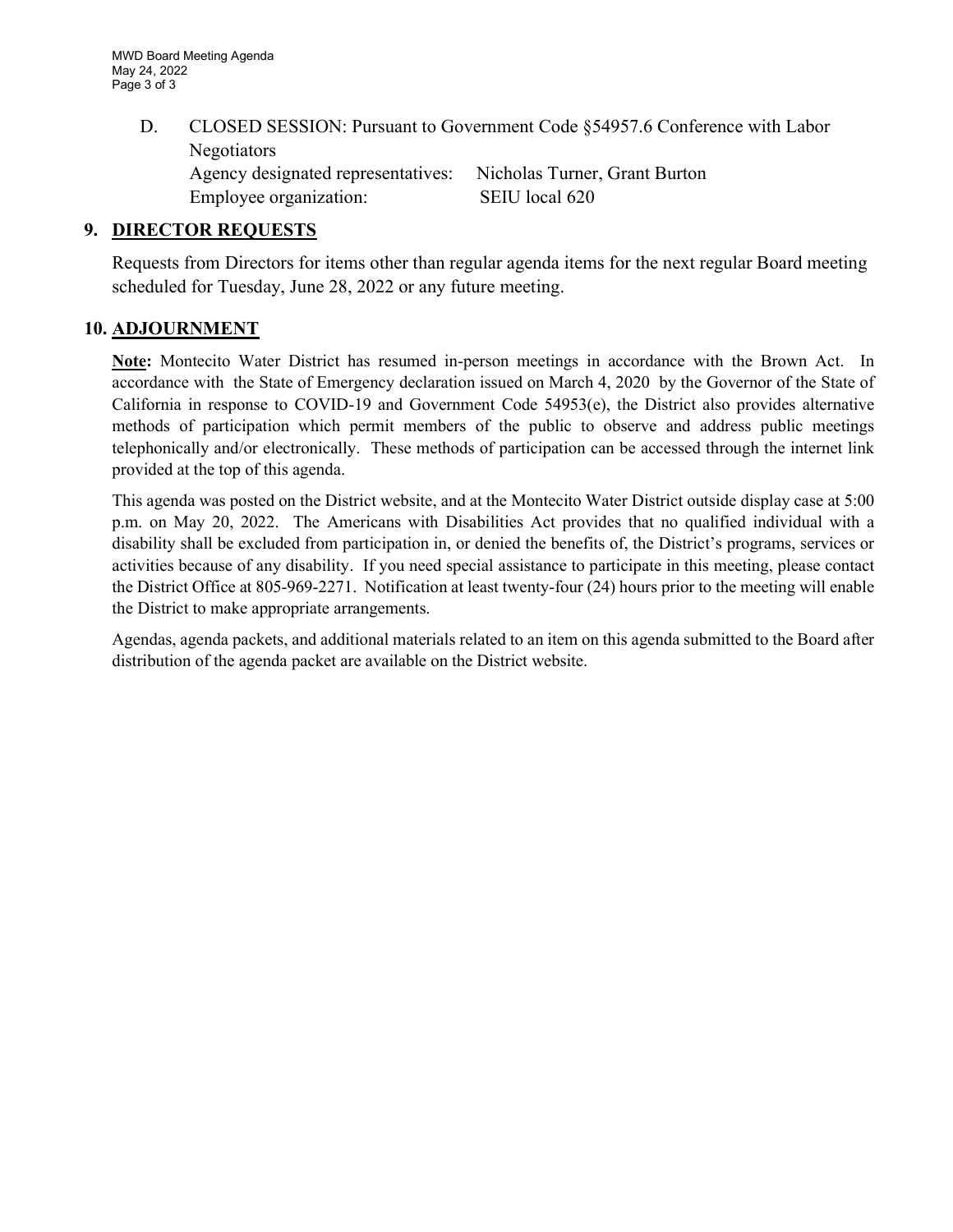D. CLOSED SESSION: Pursuant to Government Code §54957.6 Conference with Labor Negotiators

Agency designated representatives: Nicholas Turner, Grant Burton

Employee organization: SEIU local 620

## 9. DIRECTOR REQUESTS

Requests from Directors for items other than regular agenda items for the next regular Board meeting scheduled for Tuesday, June 28, 2022 or any future meeting.

## 10. ADJOURNMENT

**Note:** Montecito Water District has resumed in-person meetings in accordance with the Brown Act. In accordance with the State of Emergency declaration issued on March 4, 2020 by the Governor of the State of California in response to COVID-19 and Government Code 54953(e), the District also provides alternative methods of participation which permit members of the public to observe and address public meetings telephonically and/or electronically. These methods of participation can be accessed through the internet link provided at the top of this agenda.

This agenda was posted on the District website, and at the Montecito Water District outside display case at 5:00 p.m. on May 20, 2022. The Americans with Disabilities Act provides that no qualified individual with a disability shall be excluded from participation in, or denied the benefits of, the District's programs, services or activities because of any disability. If you need special assistance to participate in this meeting, please contact the District Office at 805-969-2271. Notification at least twenty-four (24) hours prior to the meeting will enable the District to make appropriate arrangements.

Agendas, agenda packets, and additional materials related to an item on this agenda submitted to the Board after distribution of the agenda packet are available on the District website.